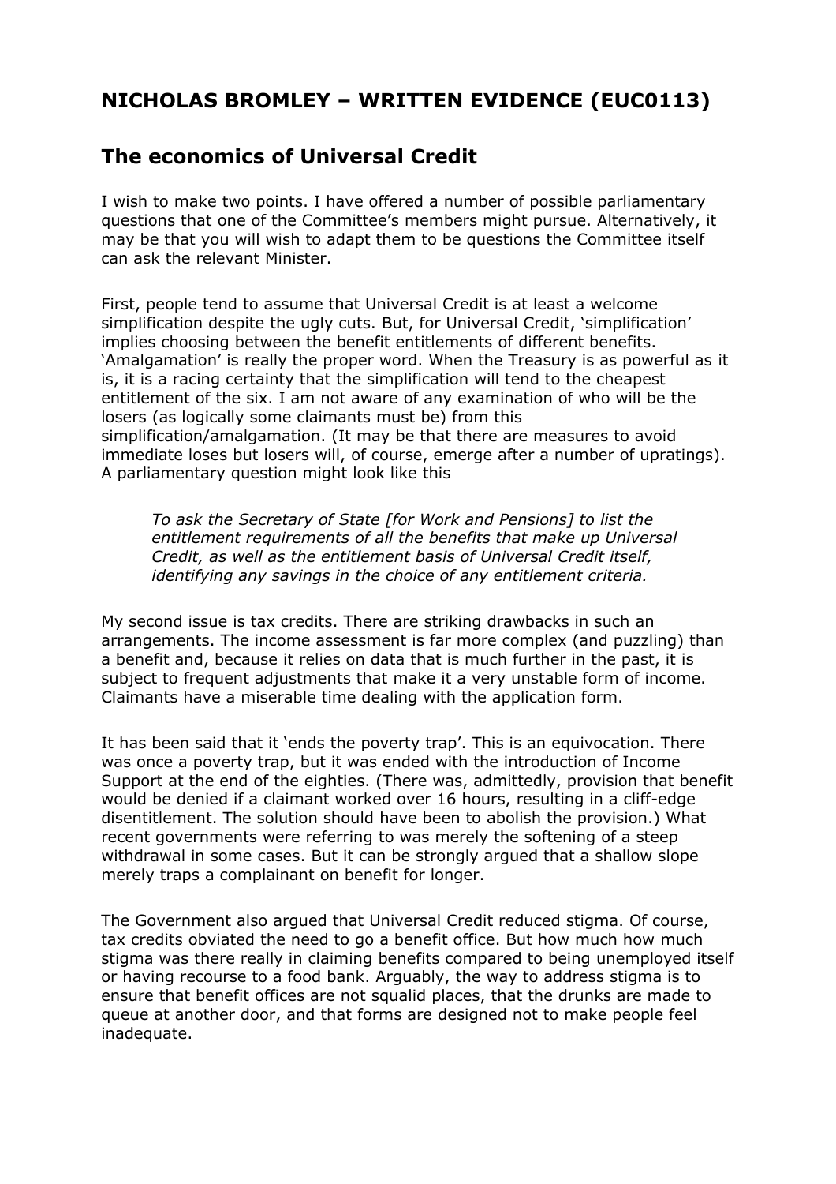## NICHOLAS BROMLEY – WRITTEN EVIDENCE (EUC0113)

## The economics of Universal Credit

I wish to make two points. I have offered a number of possible parliamentary questions that one of the Committee's members might pursue. Alternatively, it may be that you will wish to adapt them to be questions the Committee itself can ask the relevant Minister.

First, people tend to assume that Universal Credit is at least a welcome simplification despite the ugly cuts. But, for Universal Credit, 'simplification' implies choosing between the benefit entitlements of different benefits. 'Amalgamation' is really the proper word. When the Treasury is as powerful as it is, it is a racing certainty that the simplification will tend to the cheapest entitlement of the six. I am not aware of any examination of who will be the losers (as logically some claimants must be) from this simplification/amalgamation. (It may be that there are measures to avoid immediate loses but losers will, of course, emerge after a number of upratings). A parliamentary question might look like this

> *To ask the Secretary of State [for Work and Pensions] to list the entitlement requirements of all the benefits that make up Universal Credit, as well as the entitlement basis of Universal Credit itself, identifying any savings in the choice of any entitlement criteria.*

My second issue is tax credits. There are striking drawbacks in such an arrangements. The income assessment is far more complex (and puzzling) than a benefit and, because it relies on data that is much further in the past, it is subject to frequent adjustments that make it a very unstable form of income. Claimants have a miserable time dealing with the application form.

It has been said that it 'ends the poverty trap'. This is an equivocation. There was once a poverty trap, but it was ended with the introduction of Income Support at the end of the eighties. (There was, admittedly, provision that benefit would be denied if a claimant worked over 16 hours, resulting in a cliff-edge disentitlement. The solution should have been to abolish the provision.) What recent governments were referring to was merely the softening of a steep withdrawal in some cases. But it can be strongly argued that a shallow slope merely traps a complainant on benefit for longer.

The Government also argued that Universal Credit reduced stigma. Of course, tax credits obviated the need to go a benefit office. But how much how much stigma was there really in claiming benefits compared to being unemployed itself or having recourse to a food bank. Arguably, the way to address stigma is to ensure that benefit offices are not squalid places, that the drunks are made to queue at another door, and that forms are designed not to make people feel inadequate.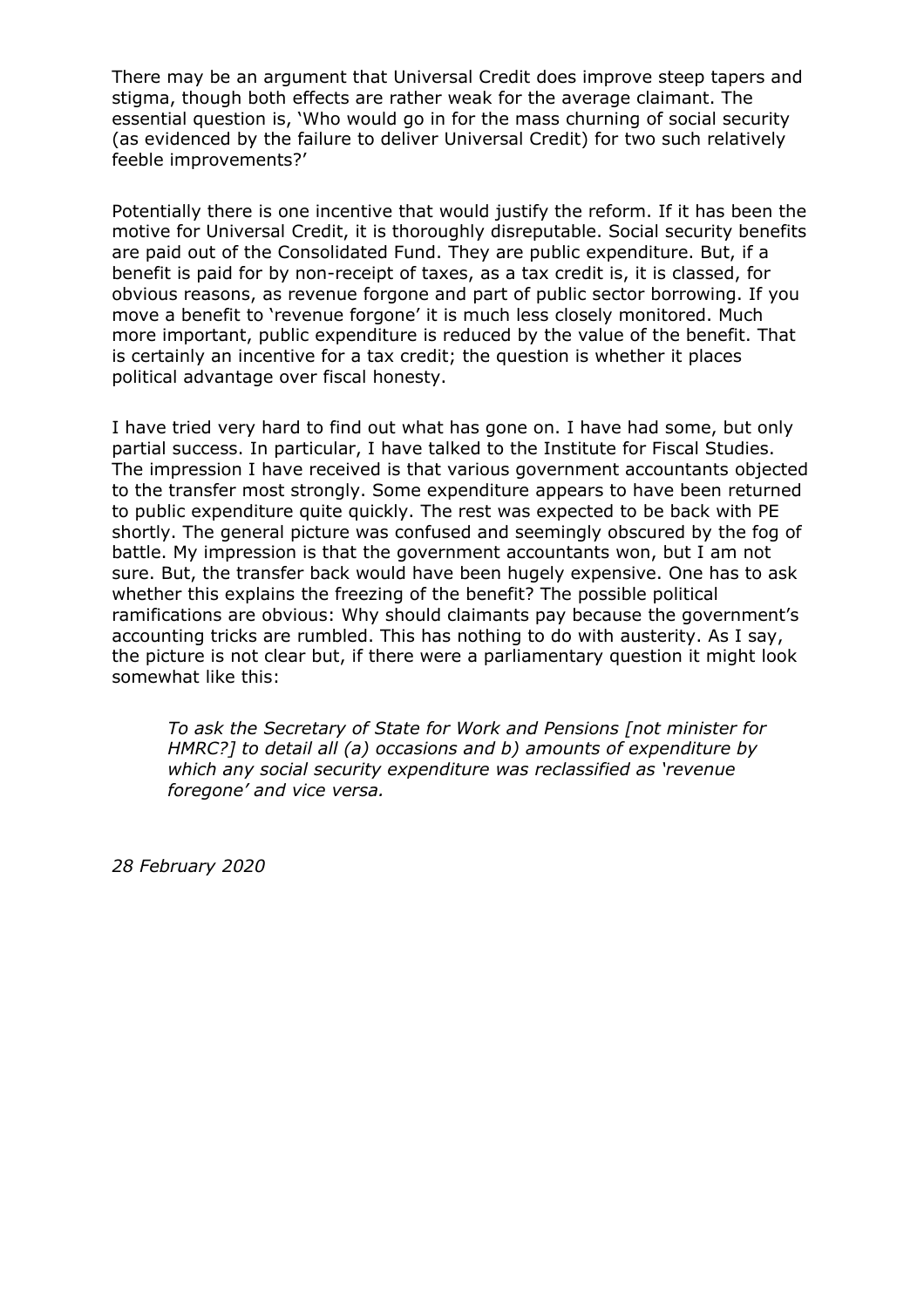There may be an argument that Universal Credit does improve steep tapers and stigma, though both effects are rather weak for the average claimant. The essential question is, 'Who would go in for the mass churning of social security (as evidenced by the failure to deliver Universal Credit) for two such relatively feeble improvements?'

Potentially there is one incentive that would justify the reform. If it has been the motive for Universal Credit, it is thoroughly disreputable. Social security benefits are paid out of the Consolidated Fund. They are public expenditure. But, if a benefit is paid for by non-receipt of taxes, as a tax credit is, it is classed, for obvious reasons, as revenue forgone and part of public sector borrowing. If you move a benefit to 'revenue forgone' it is much less closely monitored. Much more important, public expenditure is reduced by the value of the benefit. That is certainly an incentive for a tax credit; the question is whether it places political advantage over fiscal honesty.

I have tried very hard to find out what has gone on. I have had some, but only partial success. In particular, I have talked to the Institute for Fiscal Studies. The impression I have received is that various government accountants objected to the transfer most strongly. Some expenditure appears to have been returned to public expenditure quite quickly. The rest was expected to be back with PE shortly. The general picture was confused and seemingly obscured by the fog of battle. My impression is that the government accountants won, but I am not sure. But, the transfer back would have been hugely expensive. One has to ask whether this explains the freezing of the benefit? The possible political ramifications are obvious: Why should claimants pay because the government's accounting tricks are rumbled. This has nothing to do with austerity. As I say, the picture is not clear but, if there were a parliamentary question it might look somewhat like this:

> *To ask the Secretary of State for Work and Pensions [not minister for HMRC?] to detail all (a) occasions and b) amounts of expenditure by which any social security expenditure was reclassified as 'revenue foregone' and vice versa.*

*28 February 2020*